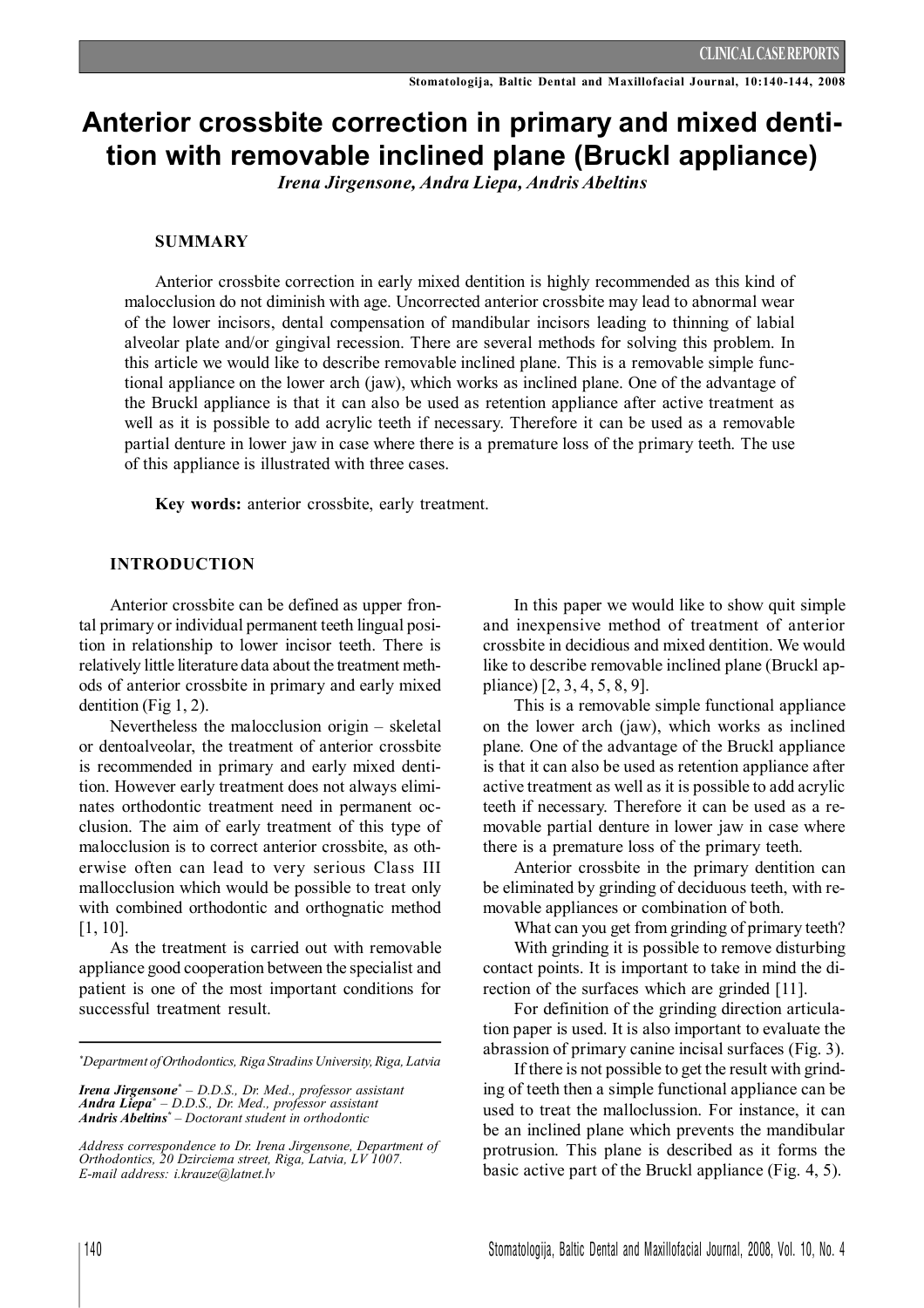CLINICAL CASE REPORTS

# Anterior crossbite correction in primary and mixed dentition with removable inclined plane (Bruckl appliance)

*Irena Jirgensone, Andra Liepa, Andris Abeltins*

## SUMMARY

Anterior crossbite correction in early mixed dentition is highly recommended as this kind of malocclusion do not diminish with age. Uncorrected anterior crossbite may lead to abnormal wear of the lower incisors, dental compensation of mandibular incisors leading to thinning of labial alveolar plate and/or gingival recession. There are several methods for solving this problem. In this article we would like to describe removable inclined plane. This is a removable simple functional appliance on the lower arch (jaw), which works as inclined plane. One of the advantage of the Bruckl appliance is that it can also be used as retention appliance after active treatment as well as it is possible to add acrylic teeth if necessary. Therefore it can be used as a removable partial denture in lower jaw in case where there is a premature loss of the primary teeth. The use of this appliance is illustrated with three cases.

**Key words:** anterior crossbite, early treatment.

## INTRODUCTION

Anterior crossbite can be defined as upper frontal primary or individual permanent teeth lingual position in relationship to lower incisor teeth. There is relatively little literature data about the treatment methods of anterior crossbite in primary and early mixed dentition (Fig 1, 2).

Nevertheless the malocclusion origin – skeletal or dentoalveolar, the treatment of anterior crossbite is recommended in primary and early mixed dentition. However early treatment does not always eliminates orthodontic treatment need in permanent occlusion. The aim of early treatment of this type of malocclusion is to correct anterior crossbite, as otherwise often can lead to very serious Class III mallocclusion which would be possible to treat only with combined orthodontic and orthognatic method [1, 10].

As the treatment is carried out with removable appliance good cooperation between the specialist and patient is one of the most important conditions for successful treatment result.

In this paper we would like to show quit simple and inexpensive method of treatment of anterior crossbite in decidious and mixed dentition. We would like to describe removable inclined plane (Bruckl appliance) [2, 3, 4, 5, 8, 9].

This is a removable simple functional appliance on the lower arch (jaw), which works as inclined plane. One of the advantage of the Bruckl appliance is that it can also be used as retention appliance after active treatment as well as it is possible to add acrylic teeth if necessary. Therefore it can be used as a removable partial denture in lower jaw in case where there is a premature loss of the primary teeth.

Anterior crossbite in the primary dentition can be eliminated by grinding of deciduous teeth, with removable appliances or combination of both.

What can you get from grinding of primary teeth?

With grinding it is possible to remove disturbing contact points. It is important to take in mind the direction of the surfaces which are grinded [11].

For definition of the grinding direction articulation paper is used. It is also important to evaluate the abrassion of primary canine incisal surfaces (Fig. 3).

If there is not possible to get the result with grinding of teeth then a simple functional appliance can be used to treat the malloclussion. For instance, it can be an inclined plane which prevents the mandibular protrusion. This plane is described as it forms the basic active part of the Bruckl appliance (Fig. 4, 5).

---

[*]*Department of Orthodontics, Riga Stradins University, Riga, Latvia*

***Irena Jirgensone***[*] *– D.D.S., Dr. Med., professor assistant*
***Andra Liepa***[*] *– D.D.S., Dr. Med., professor assistant*
***Andris Abeltins***[*] *– Doctorant student in orthodontic*

*Address correspondence to Dr. Irena Jirgensone, Department of Orthodontics, 20 Dzirciema street, Riga, Latvia, LV 1007.*
*E-mail address: i.krauze@latnet.lv*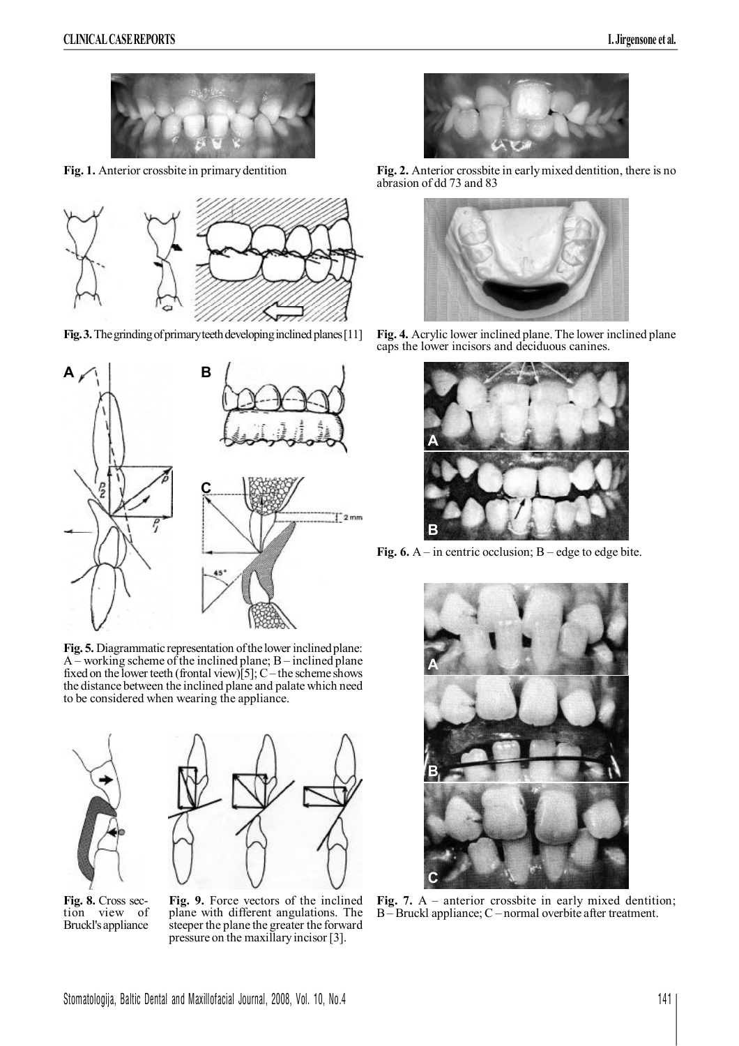Fig. 1. Anterior crossbite in primary dentition

Fig. 2. Anterior crossbite in early mixed dentition, there is no abrasion of dd 73 and 83

Fig. 3. The grinding of primary teeth developing inclined planes [11]

Fig. 4. Acrylic lower inclined plane. The lower inclined plane caps the lower incisors and deciduous canines.

Fig. 5. Diagrammatic representation of the lower inclined plane: A – working scheme of the inclined plane; B – inclined plane fixed on the lower teeth (frontal view)[5]; C – the scheme shows the distance between the inclined plane and palate which need to be considered when wearing the appliance.

Fig. 6. A – in centric occlusion; B – edge to edge bite.

Fig. 7. A – anterior crossbite in early mixed dentition; B – Bruckl appliance; C – normal overbite after treatment.

Fig. 8. Cross section view of Bruckl's appliance

Fig. 9. Force vectors of the inclined plane with different angulations. The steeper the plane the greater the forward pressure on the maxillary incisor [3].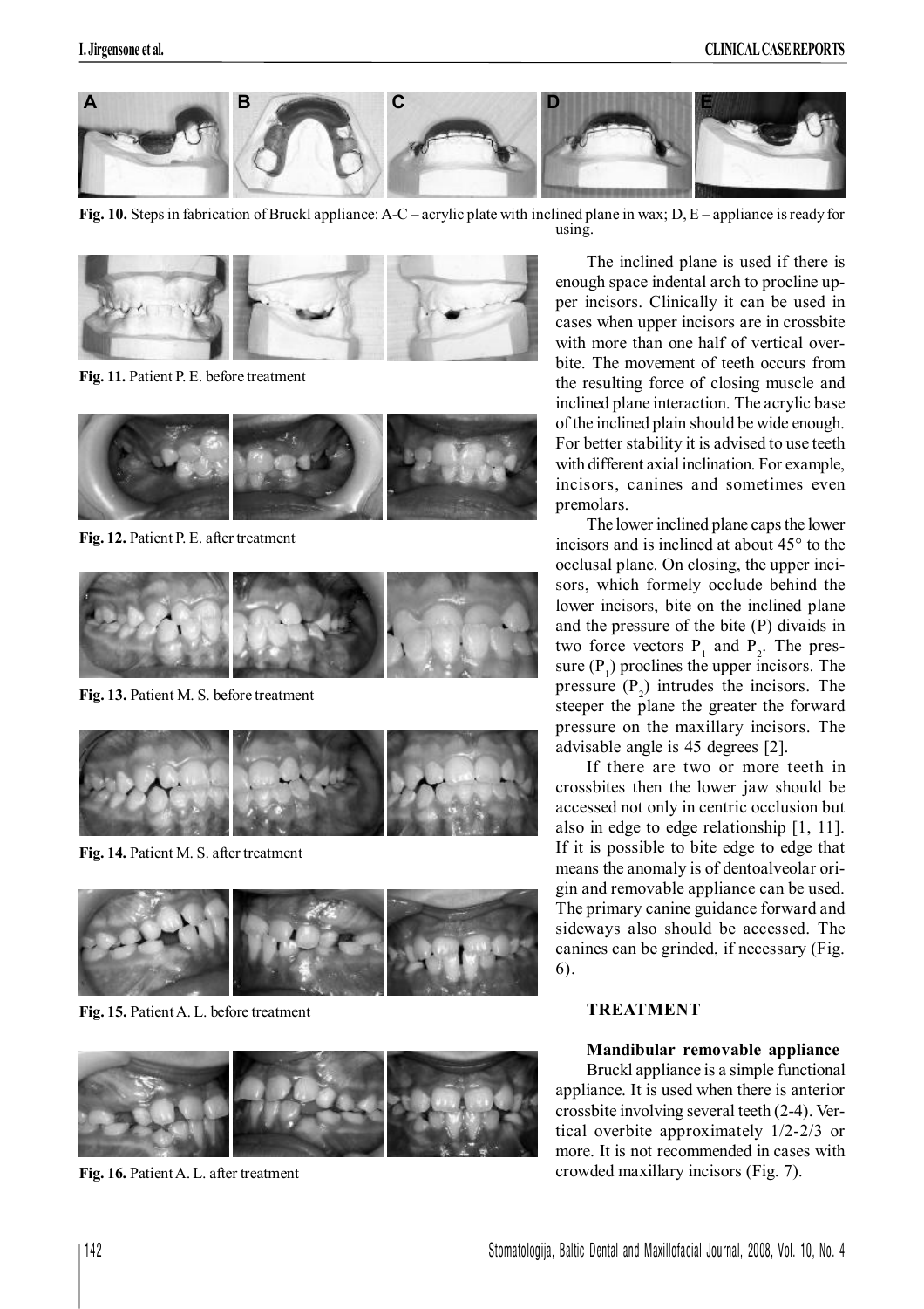**Fig. 10.** Steps in fabrication of Bruckl appliance: A-C – acrylic plate with inclined plane in wax; D, E – appliance is ready for using.

**Fig. 11.** Patient P. E. before treatment

**Fig. 12.** Patient P. E. after treatment

**Fig. 13.** Patient M. S. before treatment

**Fig. 14.** Patient M. S. after treatment

**Fig. 15.** Patient A. L. before treatment

**Fig. 16.** Patient A. L. after treatment

The inclined plane is used if there is enough space indental arch to procline upper incisors. Clinically it can be used in cases when upper incisors are in crossbite with more than one half of vertical overbite. The movement of teeth occurs from the resulting force of closing muscle and inclined plane interaction. The acrylic base of the inclined plain should be wide enough. For better stability it is advised to use teeth with different axial inclination. For example, incisors, canines and sometimes even premolars.

The lower inclined plane caps the lower incisors and is inclined at about 45° to the occlusal plane. On closing, the upper incisors, which formely occlude behind the lower incisors, bite on the inclined plane and the pressure of the bite (P) divaids in two force vectors $P_1$ and $P_2$. The pressure ($P_1$) proclines the upper incisors. The pressure ($P_2$) intrudes the incisors. The steeper the plane the greater the forward pressure on the maxillary incisors. The advisable angle is 45 degrees [2].

If there are two or more teeth in crossbites then the lower jaw should be accessed not only in centric occlusion but also in edge to edge relationship [1, 11]. If it is possible to bite edge to edge that means the anomaly is of dentoalveolar origin and removable appliance can be used. The primary canine guidance forward and sideways also should be accessed. The canines can be grinded, if necessary (Fig. 6).

## TREATMENT

### Mandibular removable appliance

Bruckl appliance is a simple functional appliance. It is used when there is anterior crossbite involving several teeth (2-4). Vertical overbite approximately 1/2-2/3 or more. It is not recommended in cases with crowded maxillary incisors (Fig. 7).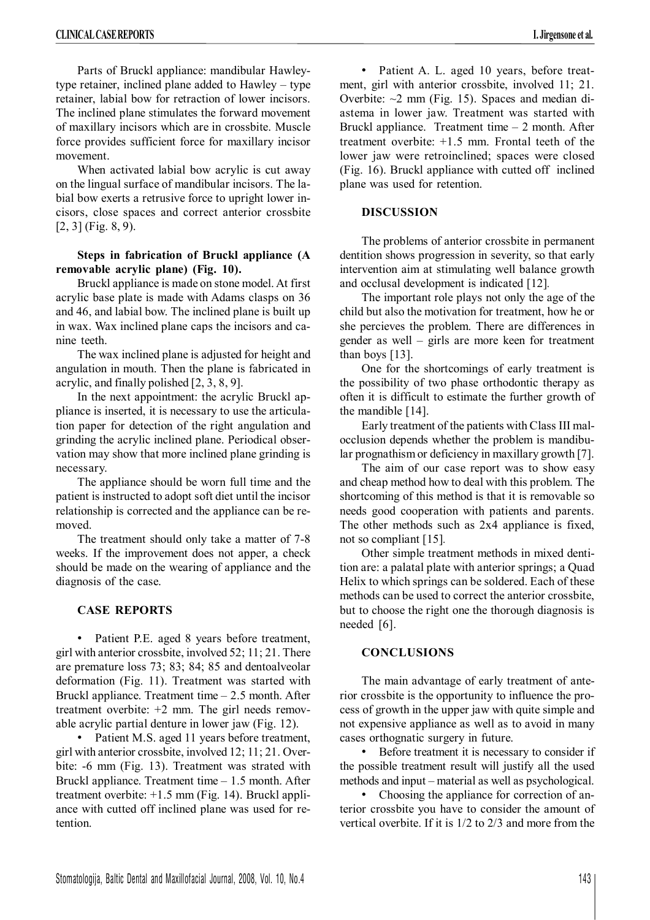Parts of Bruckl appliance: mandibular Hawley-type retainer, inclined plane added to Hawley – type retainer, labial bow for retraction of lower incisors. The inclined plane stimulates the forward movement of maxillary incisors which are in crossbite. Muscle force provides sufficient force for maxillary incisor movement.

When activated labial bow acrylic is cut away on the lingual surface of mandibular incisors. The labial bow exerts a retrusive force to upright lower incisors, close spaces and correct anterior crossbite [2, 3] (Fig. 8, 9).

**Steps in fabrication of Bruckl appliance (A removable acrylic plane) (Fig. 10).**

Bruckl appliance is made on stone model. At first acrylic base plate is made with Adams clasps on 36 and 46, and labial bow. The inclined plane is built up in wax. Wax inclined plane caps the incisors and canine teeth.

The wax inclined plane is adjusted for height and angulation in mouth. Then the plane is fabricated in acrylic, and finally polished [2, 3, 8, 9].

In the next appointment: the acrylic Bruckl appliance is inserted, it is necessary to use the articulation paper for detection of the right angulation and grinding the acrylic inclined plane. Periodical observation may show that more inclined plane grinding is necessary.

The appliance should be worn full time and the patient is instructed to adopt soft diet until the incisor relationship is corrected and the appliance can be removed.

The treatment should only take a matter of 7-8 weeks. If the improvement does not apper, a check should be made on the wearing of appliance and the diagnosis of the case.

## CASE REPORTS

- Patient P.E. aged 8 years before treatment, girl with anterior crossbite, involved 52; 11; 21. There are premature loss 73; 83; 84; 85 and dentoalveolar deformation (Fig. 11). Treatment was started with Bruckl appliance. Treatment time – 2.5 month. After treatment overbite: +2 mm. The girl needs removable acrylic partial denture in lower jaw (Fig. 12).
- Patient M.S. aged 11 years before treatment, girl with anterior crossbite, involved 12; 11; 21. Overbite: -6 mm (Fig. 13). Treatment was strated with Bruckl appliance. Treatment time – 1.5 month. After treatment overbite: +1.5 mm (Fig. 14). Bruckl appliance with cutted off inclined plane was used for retention.
- Patient A. L. aged 10 years, before treatment, girl with anterior crossbite, involved 11; 21. Overbite: ~2 mm (Fig. 15). Spaces and median diastema in lower jaw. Treatment was started with Bruckl appliance. Treatment time – 2 month. After treatment overbite: +1.5 mm. Frontal teeth of the lower jaw were retroinclined; spaces were closed (Fig. 16). Bruckl appliance with cutted off inclined plane was used for retention.

## DISCUSSION

The problems of anterior crossbite in permanent dentition shows progression in severity, so that early intervention aim at stimulating well balance growth and occlusal development is indicated [12].

The important role plays not only the age of the child but also the motivation for treatment, how he or she percieves the problem. There are differences in gender as well – girls are more keen for treatment than boys [13].

One for the shortcomings of early treatment is the possibility of two phase orthodontic therapy as often it is difficult to estimate the further growth of the mandible [14].

Early treatment of the patients with Class III malocclusion depends whether the problem is mandibular prognathism or deficiency in maxillary growth [7].

The aim of our case report was to show easy and cheap method how to deal with this problem. The shortcoming of this method is that it is removable so needs good cooperation with patients and parents. The other methods such as 2x4 appliance is fixed, not so compliant [15].

Other simple treatment methods in mixed dentition are: a palatal plate with anterior springs; a Quad Helix to which springs can be soldered. Each of these methods can be used to correct the anterior crossbite, but to choose the right one the thorough diagnosis is needed [6].

## CONCLUSIONS

The main advantage of early treatment of anterior crossbite is the opportunity to influence the process of growth in the upper jaw with quite simple and not expensive appliance as well as to avoid in many cases orthognatic surgery in future.

- Before treatment it is necessary to consider if the possible treatment result will justify all the used methods and input – material as well as psychological.
- Choosing the appliance for correction of anterior crossbite you have to consider the amount of vertical overbite. If it is 1/2 to 2/3 and more from the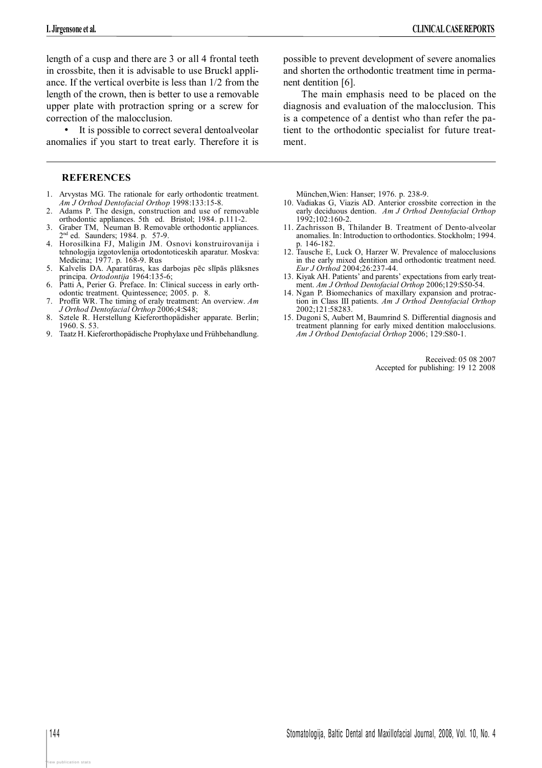length of a cusp and there are 3 or all 4 frontal teeth in crossbite, then it is advisable to use Bruckl appliance. If the vertical overbite is less than 1/2 from the length of the crown, then is better to use a removable upper plate with protraction spring or a screw for correction of the malocclusion.

- It is possible to correct several dentoalveolar anomalies if you start to treat early. Therefore it is possible to prevent development of severe anomalies and shorten the orthodontic treatment time in permanent dentition [6].

The main emphasis need to be placed on the diagnosis and evaluation of the malocclusion. This is a competence of a dentist who than refer the patient to the orthodontic specialist for future treatment.

## REFERENCES

1. Arvystas MG. The rationale for early orthodontic treatment. *Am J Orthod Dentofacial Orthop* 1998:133:15-8.
2. Adams P. The design, construction and use of removable orthodontic appliances. 5th ed. Bristol; 1984. p.111-2.
3. Graber TM, Neuman B. Removable orthodontic appliances. 2nd ed. Saunders; 1984. p. 57-9.
4. Horosilkina FJ, Maligin JM. Osnovi konstruirovanija i tehnologija izgotovlenija ortodontoticeskih aparatur. Moskva: Medicina; 1977. p. 168-9. Rus
5. Kalvelis DA. Aparatūras, kas darbojas pēc slīpās plāksnes principa. *Ortodontija* 1964:135-6;
6. Patti A, Perier G. Preface. In: Clinical success in early orthodontic treatment. Quintessence; 2005. p. 8.
7. Proffit WR. The timing of eraly treatment: An overview. *Am J Orthod Dentofacial Orthop* 2006;4:S48;
8. Sztele R. Herstellung Kieferorthopädisher apparate. Berlin; 1960. S. 53.
9. Taatz H. Kieferorthopädische Prophylaxe und Frühbehandlung. München,Wien: Hanser; 1976. p. 238-9.
10. Vadiakas G, Viazis AD. Anterior crossbite correction in the early deciduous dention. *Am J Orthod Dentofacial Orthop* 1992;102:160-2.
11. Zachrisson B, Thilander B. Treatment of Dento-alveolar anomalies. In: Introduction to orthodontics. Stockholm; 1994. p. 146-182.
12. Tausche E, Luck O, Harzer W. Prevalence of malocclusions in the early mixed dentition and orthodontic treatment need. *Eur J Orthod* 2004;26:237-44.
13. Kiyak AH. Patients' and parents' expectations from early treatment. *Am J Orthod Dentofacial Orthop* 2006;129:S50-54.
14. Ngan P. Biomechanics of maxillary expansion and protraction in Class III patients. *Am J Orthod Dentofacial Orthop* 2002;121:58283.
15. Dugoni S, Aubert M, Baumrind S. Differential diagnosis and treatment planning for early mixed dentition malocclusions. *Am J Orthod Dentofacial Orthop* 2006; 129:S80-1.

Received: 05 08 2007
Accepted for publishing: 19 12 2008